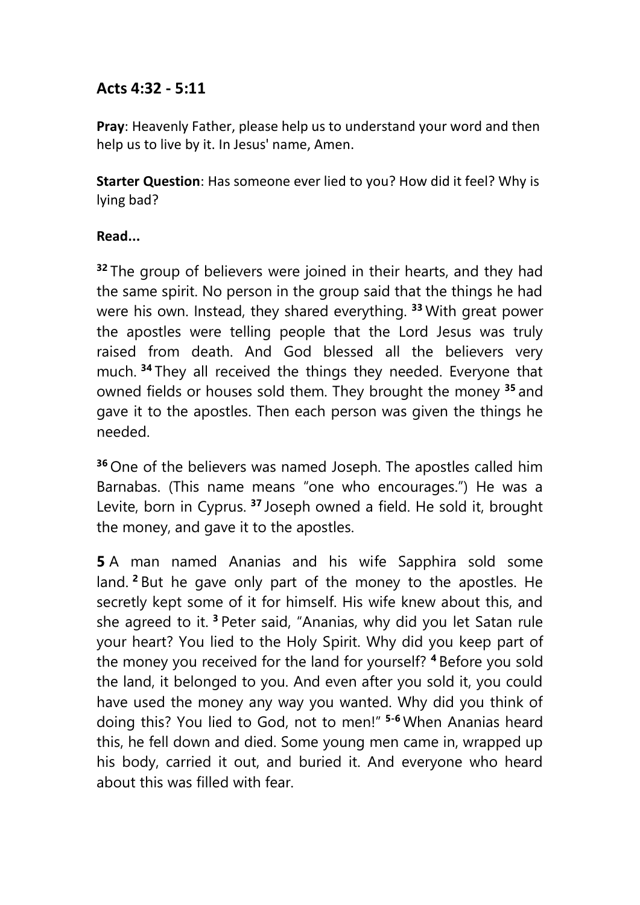## Acts 4:32 - 5:11

**Pray**: Heavenly Father, please help us to understand your word and then help us to live by it. In Jesus' name, Amen.

**Starter Question**: Has someone ever lied to you? How did it feel? Why is lying bad?

**Read...**

**32** The group of believers were joined in their hearts, and they had the same spirit. No person in the group said that the things he had were his own. Instead, they shared everything. **33** With great power the apostles were telling people that the Lord Jesus was truly raised from death. And God blessed all the believers very much. **34** They all received the things they needed. Everyone that owned fields or houses sold them. They brought the money **35** and gave it to the apostles. Then each person was given the things he needed.

**36** One of the believers was named Joseph. The apostles called him Barnabas. (This name means "one who encourages.") He was a Levite, born in Cyprus. **37** Joseph owned a field. He sold it, brought the money, and gave it to the apostles.

**5** A man named Ananias and his wife Sapphira sold some land. **2** But he gave only part of the money to the apostles. He secretly kept some of it for himself. His wife knew about this, and she agreed to it. **3** Peter said, "Ananias, why did you let Satan rule your heart? You lied to the Holy Spirit. Why did you keep part of the money you received for the land for yourself? **4** Before you sold the land, it belonged to you. And even after you sold it, you could have used the money any way you wanted. Why did you think of doing this? You lied to God, not to men!" **5-6** When Ananias heard this, he fell down and died. Some young men came in, wrapped up his body, carried it out, and buried it. And everyone who heard about this was filled with fear.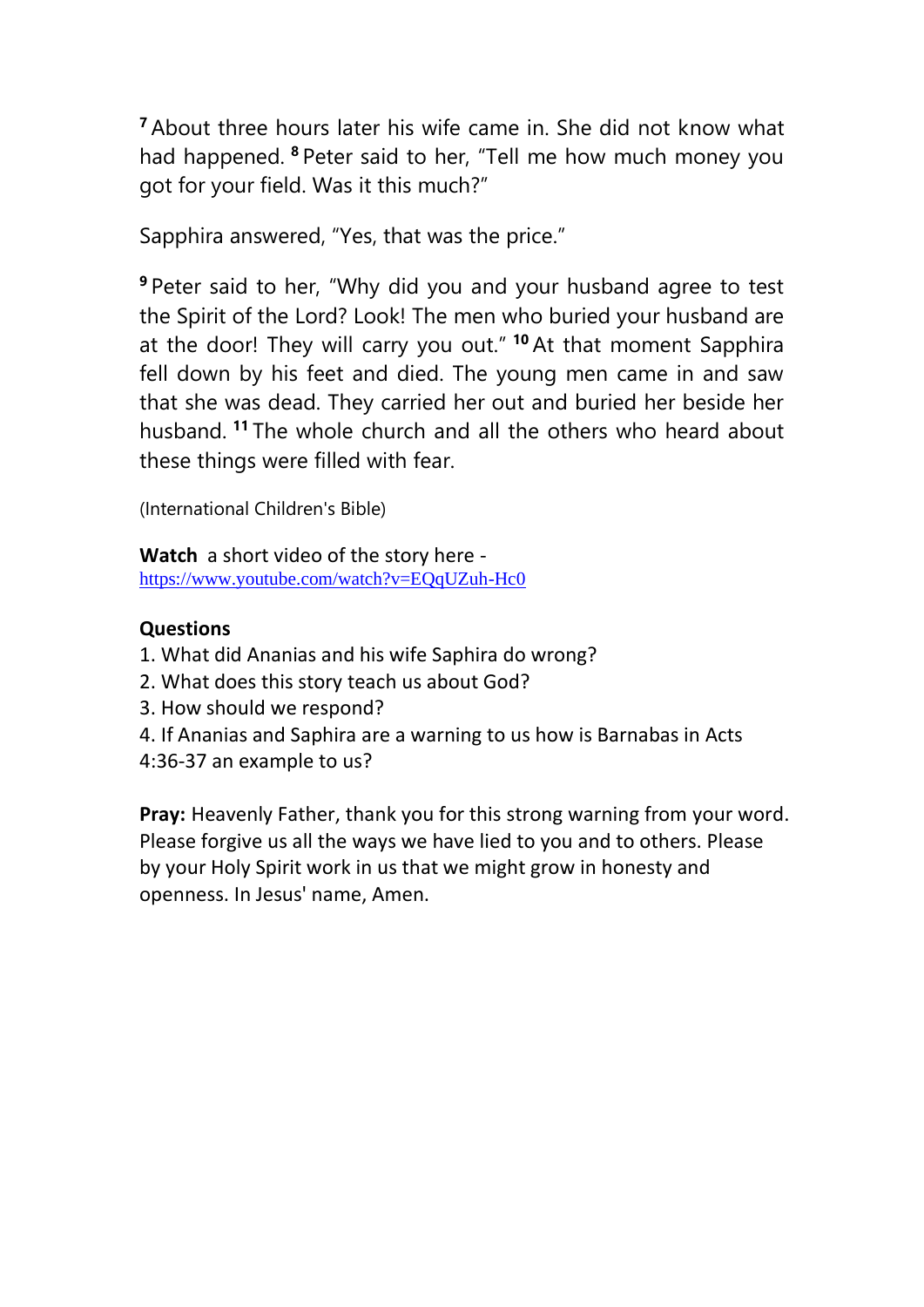[7] About three hours later his wife came in. She did not know what had happened. [8] Peter said to her, "Tell me how much money you got for your field. Was it this much?"

Sapphira answered, "Yes, that was the price."

[9] Peter said to her, "Why did you and your husband agree to test the Spirit of the Lord? Look! The men who buried your husband are at the door! They will carry you out." [10] At that moment Sapphira fell down by his feet and died. The young men came in and saw that she was dead. They carried her out and buried her beside her husband. [11] The whole church and all the others who heard about these things were filled with fear.

(International Children's Bible)

**Watch** a short video of the story here - https://www.youtube.com/watch?v=EQqUZuh-Hc0

**Questions**

1. What did Ananias and his wife Saphira do wrong?
2. What does this story teach us about God?
3. How should we respond?
4. If Ananias and Saphira are a warning to us how is Barnabas in Acts 4:36-37 an example to us?

**Pray:** Heavenly Father, thank you for this strong warning from your word. Please forgive us all the ways we have lied to you and to others. Please by your Holy Spirit work in us that we might grow in honesty and openness. In Jesus' name, Amen.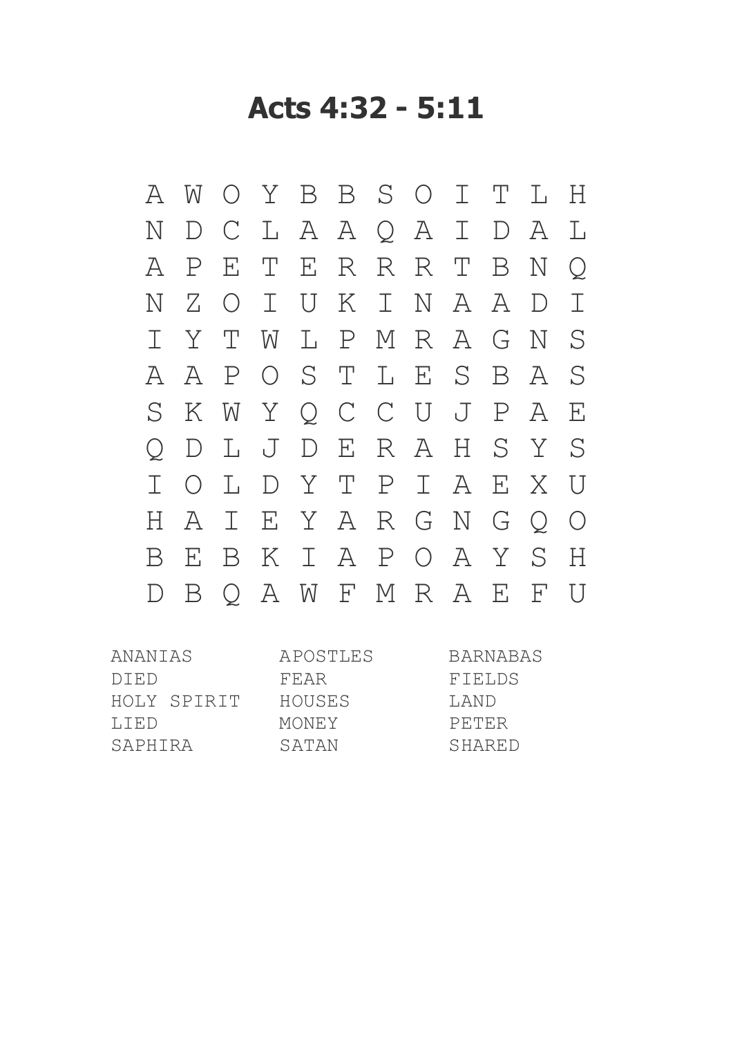# Acts 4:32 - 5:11

```
A W O Y B B S O I T L H
N D C L A A Q A I D A L
A P E T E R R R T B N Q
N Z O I U K I N A A D I
I Y T W L P M R A G N S
A A P O S T L E S B A S
S K W Y Q C C U J P A E
Q D L J D E R A H S Y S
I O L D Y T P I A E X U
H A I E Y A R G N G Q O
B E B K I A P O A Y S H
D B Q A W F M R A E F U
```

| | | |
|---|---|---|
| ANANIAS | APOSTLES | BARNABAS |
| DIED | FEAR | FIELDS |
| HOLY SPIRIT | HOUSES | LAND |
| LIED | MONEY | PETER |
| SAPHIRA | SATAN | SHARED |